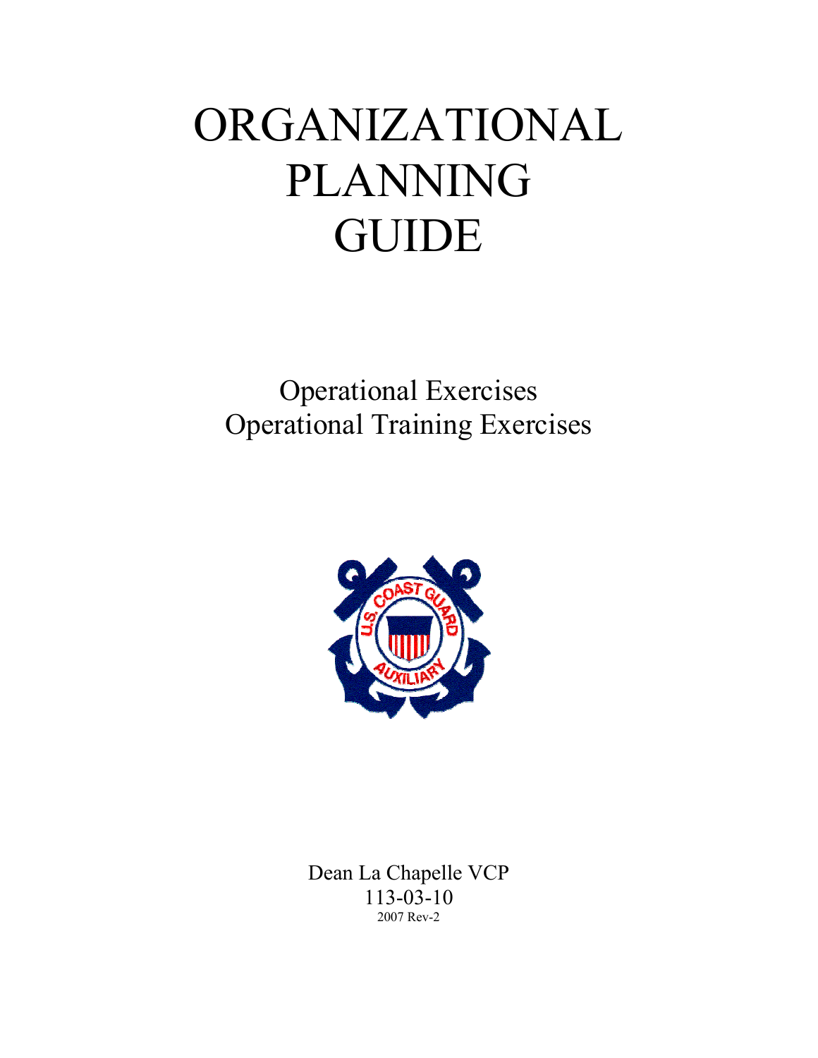# ORGANIZATIONAL PLANNING GUIDE

Operational Exercises
Operational Training Exercises

Dean La Chapelle VCP
113-03-10
2007 Rev-2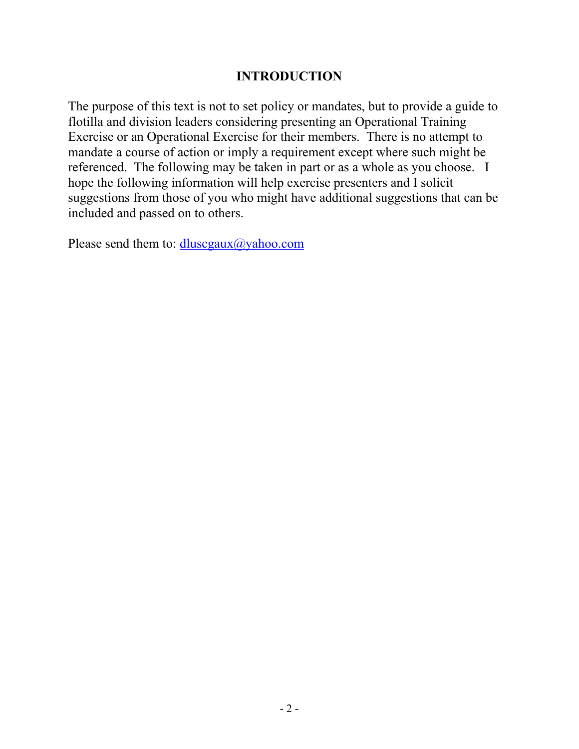# INTRODUCTION

The purpose of this text is not to set policy or mandates, but to provide a guide to flotilla and division leaders considering presenting an Operational Training Exercise or an Operational Exercise for their members. There is no attempt to mandate a course of action or imply a requirement except where such might be referenced. The following may be taken in part or as a whole as you choose. I hope the following information will help exercise presenters and I solicit suggestions from those of you who might have additional suggestions that can be included and passed on to others.

Please send them to: dluscgaux@yahoo.com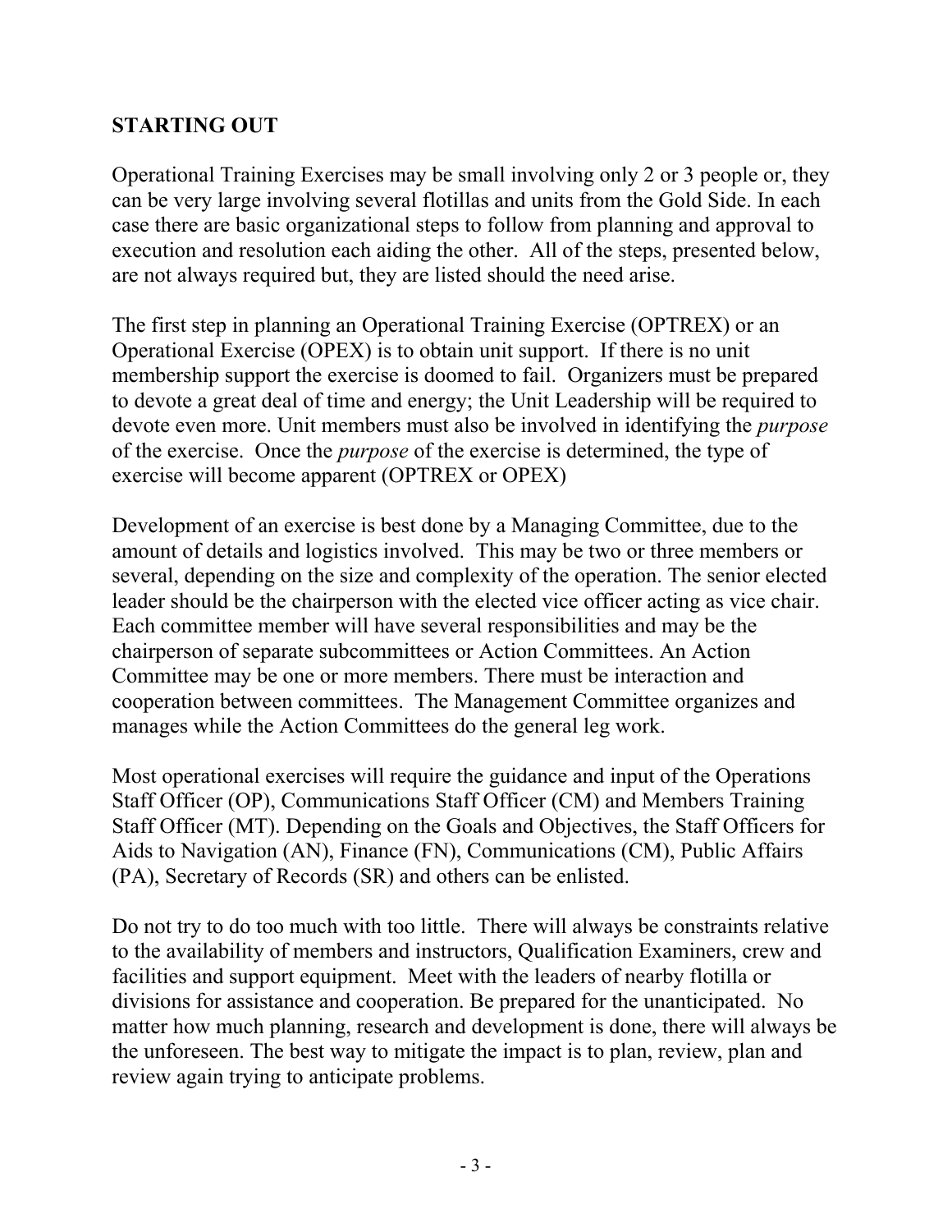**STARTING OUT**

Operational Training Exercises may be small involving only 2 or 3 people or, they can be very large involving several flotillas and units from the Gold Side. In each case there are basic organizational steps to follow from planning and approval to execution and resolution each aiding the other. All of the steps, presented below, are not always required but, they are listed should the need arise.

The first step in planning an Operational Training Exercise (OPTREX) or an Operational Exercise (OPEX) is to obtain unit support. If there is no unit membership support the exercise is doomed to fail. Organizers must be prepared to devote a great deal of time and energy; the Unit Leadership will be required to devote even more. Unit members must also be involved in identifying the *purpose* of the exercise. Once the *purpose* of the exercise is determined, the type of exercise will become apparent (OPTREX or OPEX)

Development of an exercise is best done by a Managing Committee, due to the amount of details and logistics involved. This may be two or three members or several, depending on the size and complexity of the operation. The senior elected leader should be the chairperson with the elected vice officer acting as vice chair. Each committee member will have several responsibilities and may be the chairperson of separate subcommittees or Action Committees. An Action Committee may be one or more members. There must be interaction and cooperation between committees. The Management Committee organizes and manages while the Action Committees do the general leg work.

Most operational exercises will require the guidance and input of the Operations Staff Officer (OP), Communications Staff Officer (CM) and Members Training Staff Officer (MT). Depending on the Goals and Objectives, the Staff Officers for Aids to Navigation (AN), Finance (FN), Communications (CM), Public Affairs (PA), Secretary of Records (SR) and others can be enlisted.

Do not try to do too much with too little. There will always be constraints relative to the availability of members and instructors, Qualification Examiners, crew and facilities and support equipment. Meet with the leaders of nearby flotilla or divisions for assistance and cooperation. Be prepared for the unanticipated. No matter how much planning, research and development is done, there will always be the unforeseen. The best way to mitigate the impact is to plan, review, plan and review again trying to anticipate problems.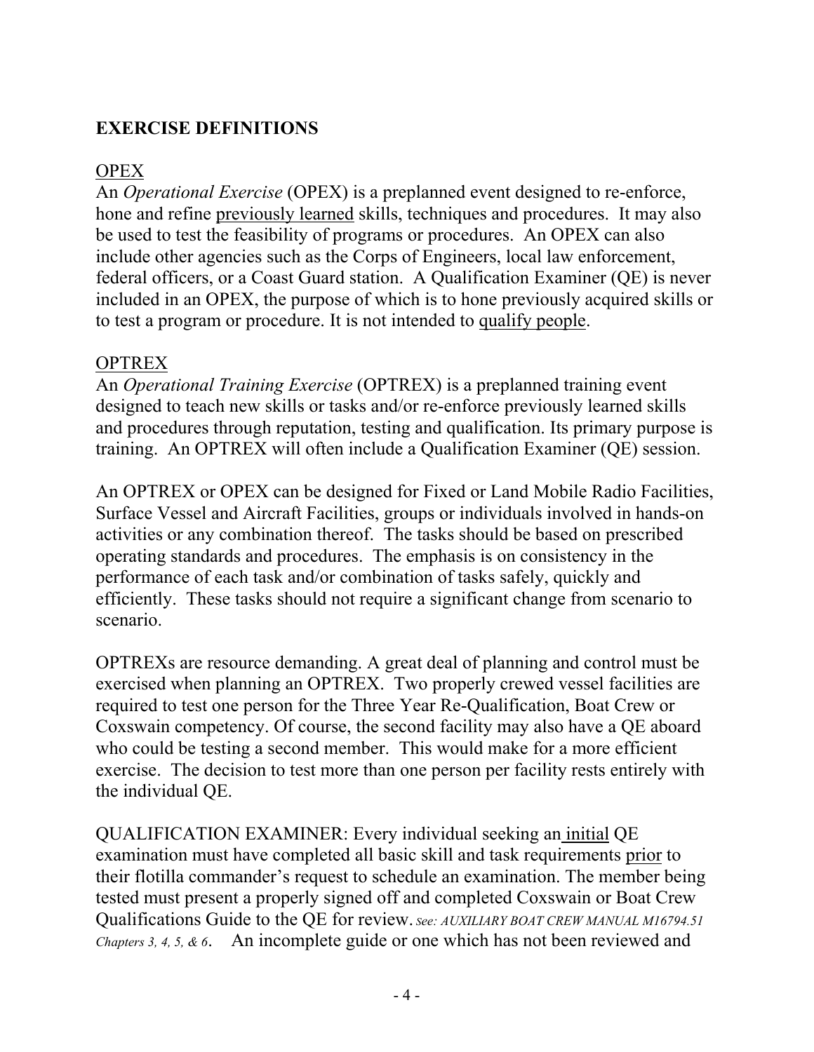## EXERCISE DEFINITIONS

<u>OPEX</u>

An *Operational Exercise* (OPEX) is a preplanned event designed to re-enforce, hone and refine <u>previously learned</u> skills, techniques and procedures. It may also be used to test the feasibility of programs or procedures. An OPEX can also include other agencies such as the Corps of Engineers, local law enforcement, federal officers, or a Coast Guard station. A Qualification Examiner (QE) is never included in an OPEX, the purpose of which is to hone previously acquired skills or to test a program or procedure. It is not intended to <u>qualify people</u>.

<u>OPTREX</u>

An *Operational Training Exercise* (OPTREX) is a preplanned training event designed to teach new skills or tasks and/or re-enforce previously learned skills and procedures through reputation, testing and qualification. Its primary purpose is training. An OPTREX will often include a Qualification Examiner (QE) session.

An OPTREX or OPEX can be designed for Fixed or Land Mobile Radio Facilities, Surface Vessel and Aircraft Facilities, groups or individuals involved in hands-on activities or any combination thereof. The tasks should be based on prescribed operating standards and procedures. The emphasis is on consistency in the performance of each task and/or combination of tasks safely, quickly and efficiently. These tasks should not require a significant change from scenario to scenario.

OPTREXs are resource demanding. A great deal of planning and control must be exercised when planning an OPTREX. Two properly crewed vessel facilities are required to test one person for the Three Year Re-Qualification, Boat Crew or Coxswain competency. Of course, the second facility may also have a QE aboard who could be testing a second member. This would make for a more efficient exercise. The decision to test more than one person per facility rests entirely with the individual QE.

QUALIFICATION EXAMINER: Every individual seeking an <u>initial</u> QE examination must have completed all basic skill and task requirements <u>prior</u> to their flotilla commander's request to schedule an examination. The member being tested must present a properly signed off and completed Coxswain or Boat Crew Qualifications Guide to the QE for review. *see: AUXILIARY BOAT CREW MANUAL M16794.51 Chapters 3, 4, 5, & 6*. An incomplete guide or one which has not been reviewed and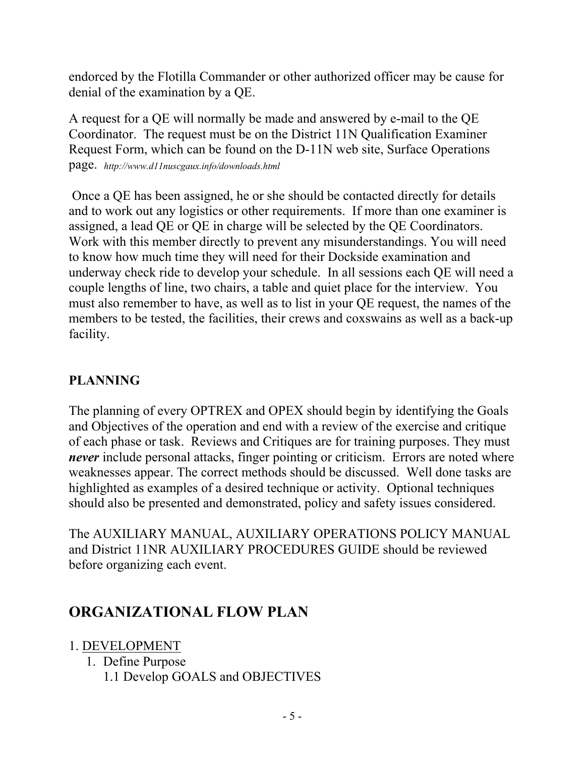endorced by the Flotilla Commander or other authorized officer may be cause for denial of the examination by a QE.

A request for a QE will normally be made and answered by e-mail to the QE Coordinator. The request must be on the District 11N Qualification Examiner Request Form, which can be found on the D-11N web site, Surface Operations page. *http://www.d11nuscgaux.info/downloads.html*

Once a QE has been assigned, he or she should be contacted directly for details and to work out any logistics or other requirements. If more than one examiner is assigned, a lead QE or QE in charge will be selected by the QE Coordinators. Work with this member directly to prevent any misunderstandings. You will need to know how much time they will need for their Dockside examination and underway check ride to develop your schedule. In all sessions each QE will need a couple lengths of line, two chairs, a table and quiet place for the interview. You must also remember to have, as well as to list in your QE request, the names of the members to be tested, the facilities, their crews and coxswains as well as a back-up facility.

### PLANNING

The planning of every OPTREX and OPEX should begin by identifying the Goals and Objectives of the operation and end with a review of the exercise and critique of each phase or task. Reviews and Critiques are for training purposes. They must ***never*** include personal attacks, finger pointing or criticism. Errors are noted where weaknesses appear. The correct methods should be discussed. Well done tasks are highlighted as examples of a desired technique or activity. Optional techniques should also be presented and demonstrated, policy and safety issues considered.

The AUXILIARY MANUAL, AUXILIARY OPERATIONS POLICY MANUAL and District 11NR AUXILIARY PROCEDURES GUIDE should be reviewed before organizing each event.

## ORGANIZATIONAL FLOW PLAN

1. <u>DEVELOPMENT</u>
    1. Define Purpose
        1.1 Develop GOALS and OBJECTIVES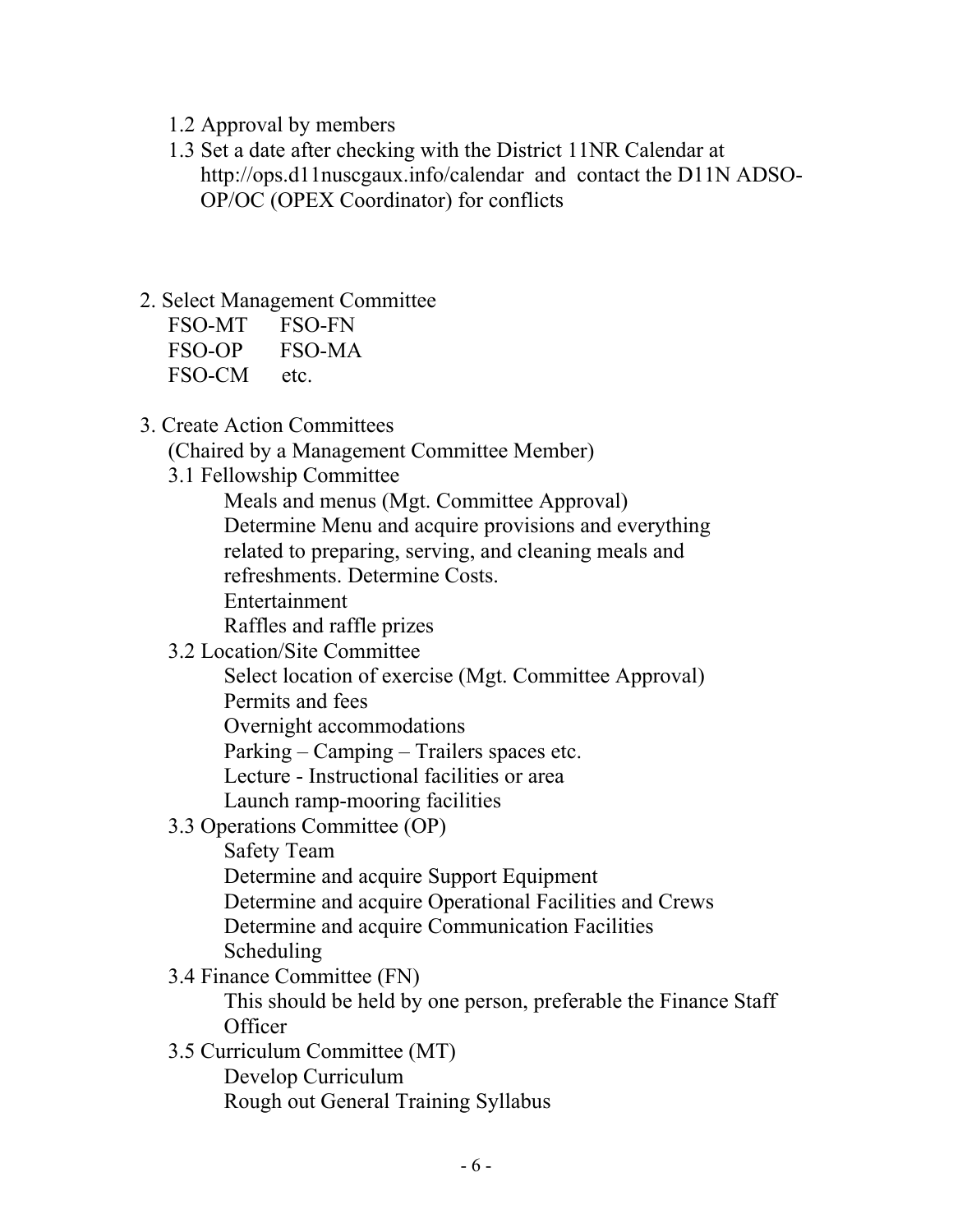1.2 Approval by members

1.3 Set a date after checking with the District 11NR Calendar at http://ops.d11nuscgaux.info/calendar and contact the D11N ADSO-OP/OC (OPEX Coordinator) for conflicts

2. Select Management Committee

   FSO-MT FSO-FN
   FSO-OP FSO-MA
   FSO-CM etc.

3. Create Action Committees

   (Chaired by a Management Committee Member)

   3.1 Fellowship Committee

      Meals and menus (Mgt. Committee Approval)
      Determine Menu and acquire provisions and everything related to preparing, serving, and cleaning meals and refreshments. Determine Costs.
      Entertainment
      Raffles and raffle prizes

   3.2 Location/Site Committee

      Select location of exercise (Mgt. Committee Approval)
      Permits and fees
      Overnight accommodations
      Parking – Camping – Trailers spaces etc.
      Lecture - Instructional facilities or area
      Launch ramp-mooring facilities

   3.3 Operations Committee (OP)

      Safety Team
      Determine and acquire Support Equipment
      Determine and acquire Operational Facilities and Crews
      Determine and acquire Communication Facilities
      Scheduling

   3.4 Finance Committee (FN)

      This should be held by one person, preferable the Finance Staff Officer

   3.5 Curriculum Committee (MT)

      Develop Curriculum
      Rough out General Training Syllabus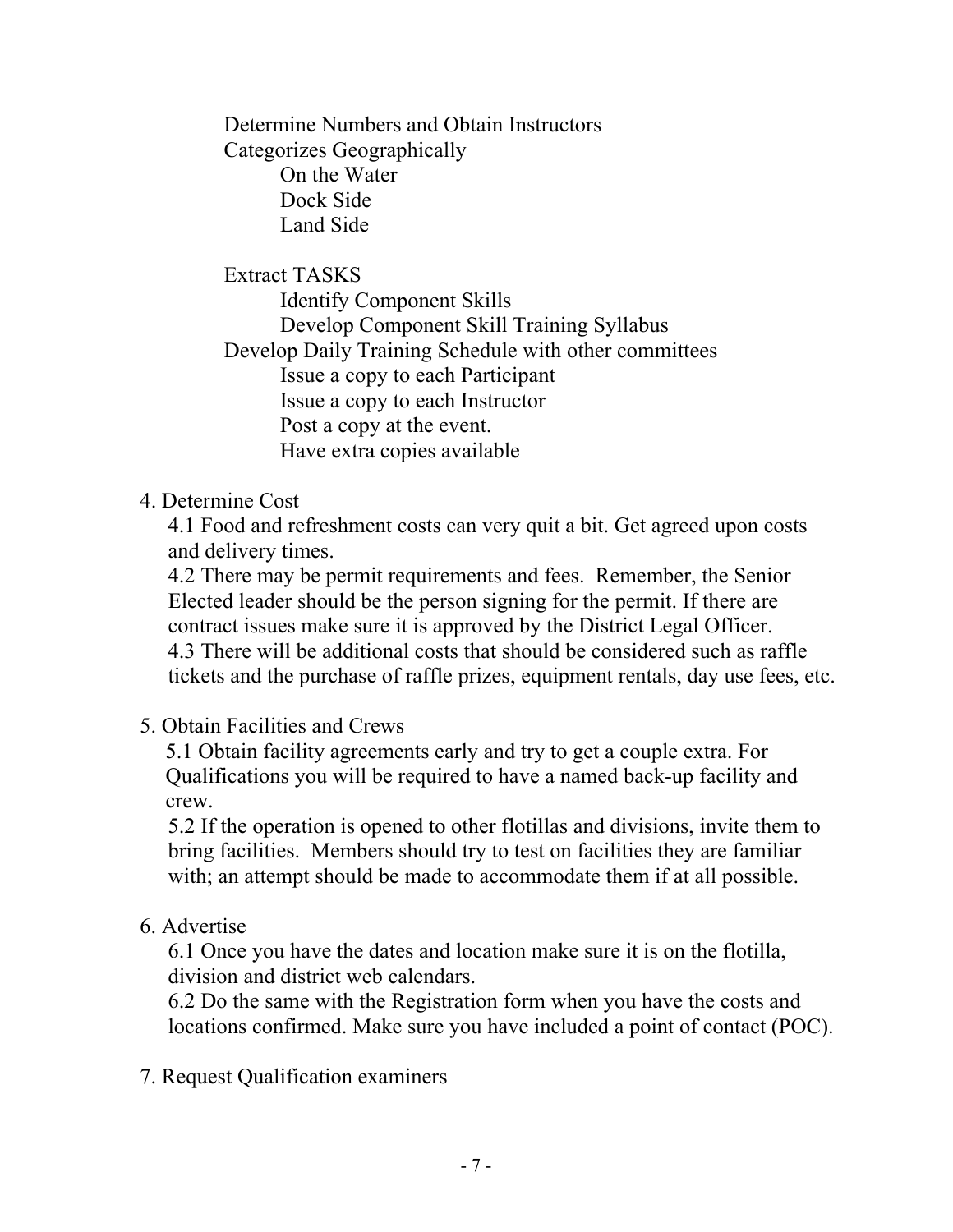- Determine Numbers and Obtain Instructors
- Categorizes Geographically
  - On the Water
  - Dock Side
  - Land Side

- Extract TASKS
  - Identify Component Skills
  - Develop Component Skill Training Syllabus
- Develop Daily Training Schedule with other committees
  - Issue a copy to each Participant
  - Issue a copy to each Instructor
  - Post a copy at the event.
  - Have extra copies available

4. Determine Cost

   4.1 Food and refreshment costs can very quit a bit. Get agreed upon costs and delivery times.

   4.2 There may be permit requirements and fees. Remember, the Senior Elected leader should be the person signing for the permit. If there are contract issues make sure it is approved by the District Legal Officer.

   4.3 There will be additional costs that should be considered such as raffle tickets and the purchase of raffle prizes, equipment rentals, day use fees, etc.

5. Obtain Facilities and Crews

   5.1 Obtain facility agreements early and try to get a couple extra. For Qualifications you will be required to have a named back-up facility and crew.

   5.2 If the operation is opened to other flotillas and divisions, invite them to bring facilities. Members should try to test on facilities they are familiar with; an attempt should be made to accommodate them if at all possible.

6. Advertise

   6.1 Once you have the dates and location make sure it is on the flotilla, division and district web calendars.

   6.2 Do the same with the Registration form when you have the costs and locations confirmed. Make sure you have included a point of contact (POC).

7. Request Qualification examiners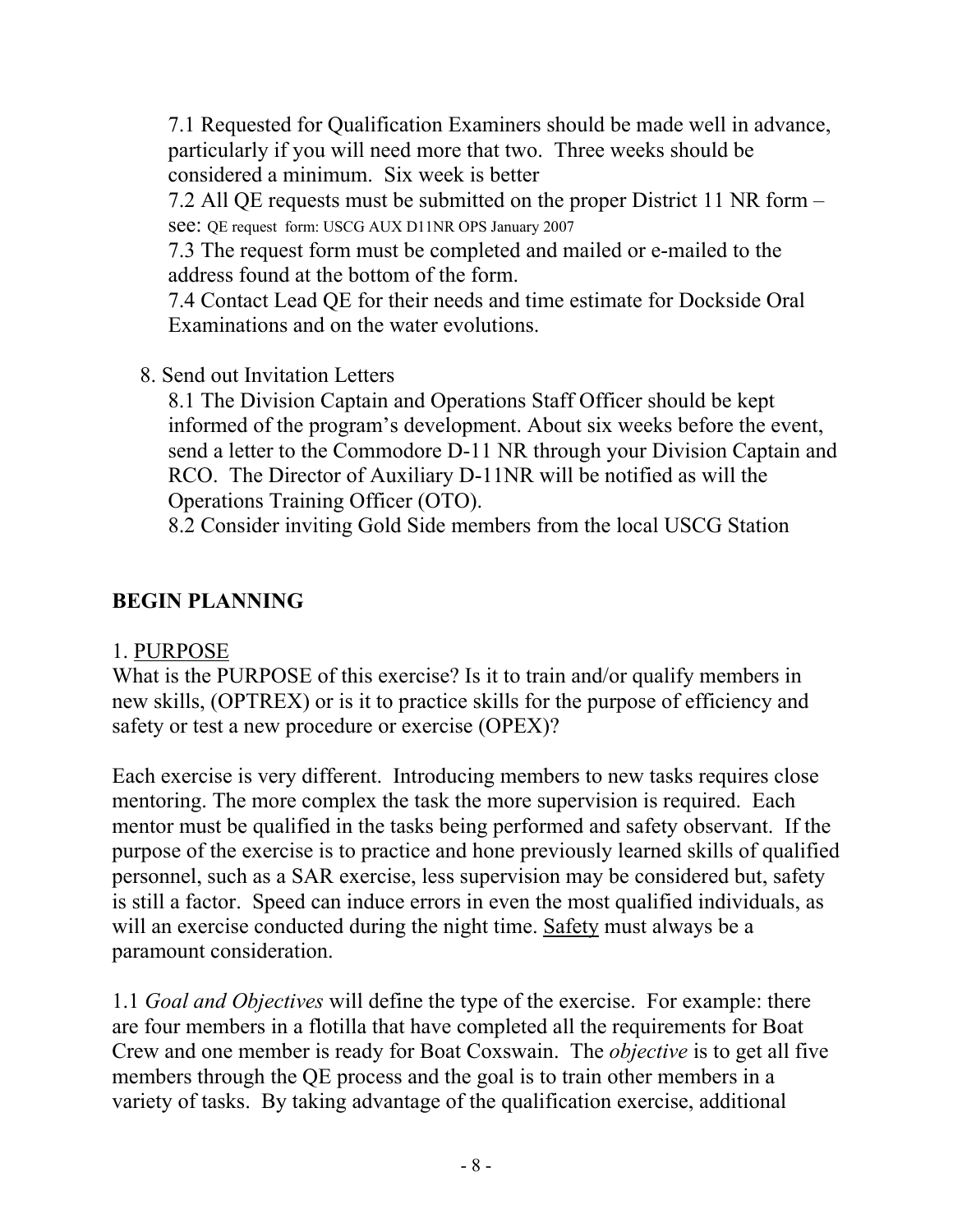7.1 Requested for Qualification Examiners should be made well in advance, particularly if you will need more that two. Three weeks should be considered a minimum. Six week is better

7.2 All QE requests must be submitted on the proper District 11 NR form – see: QE request form: USCG AUX D11NR OPS January 2007

7.3 The request form must be completed and mailed or e-mailed to the address found at the bottom of the form.

7.4 Contact Lead QE for their needs and time estimate for Dockside Oral Examinations and on the water evolutions.

8. Send out Invitation Letters

8.1 The Division Captain and Operations Staff Officer should be kept informed of the program's development. About six weeks before the event, send a letter to the Commodore D-11 NR through your Division Captain and RCO. The Director of Auxiliary D-11NR will be notified as will the Operations Training Officer (OTO).

8.2 Consider inviting Gold Side members from the local USCG Station

## BEGIN PLANNING

1. PURPOSE

What is the PURPOSE of this exercise? Is it to train and/or qualify members in new skills, (OPTREX) or is it to practice skills for the purpose of efficiency and safety or test a new procedure or exercise (OPEX)?

Each exercise is very different. Introducing members to new tasks requires close mentoring. The more complex the task the more supervision is required. Each mentor must be qualified in the tasks being performed and safety observant. If the purpose of the exercise is to practice and hone previously learned skills of qualified personnel, such as a SAR exercise, less supervision may be considered but, safety is still a factor. Speed can induce errors in even the most qualified individuals, as will an exercise conducted during the night time. Safety must always be a paramount consideration.

1.1 *Goal and Objectives* will define the type of the exercise. For example: there are four members in a flotilla that have completed all the requirements for Boat Crew and one member is ready for Boat Coxswain. The *objective* is to get all five members through the QE process and the goal is to train other members in a variety of tasks. By taking advantage of the qualification exercise, additional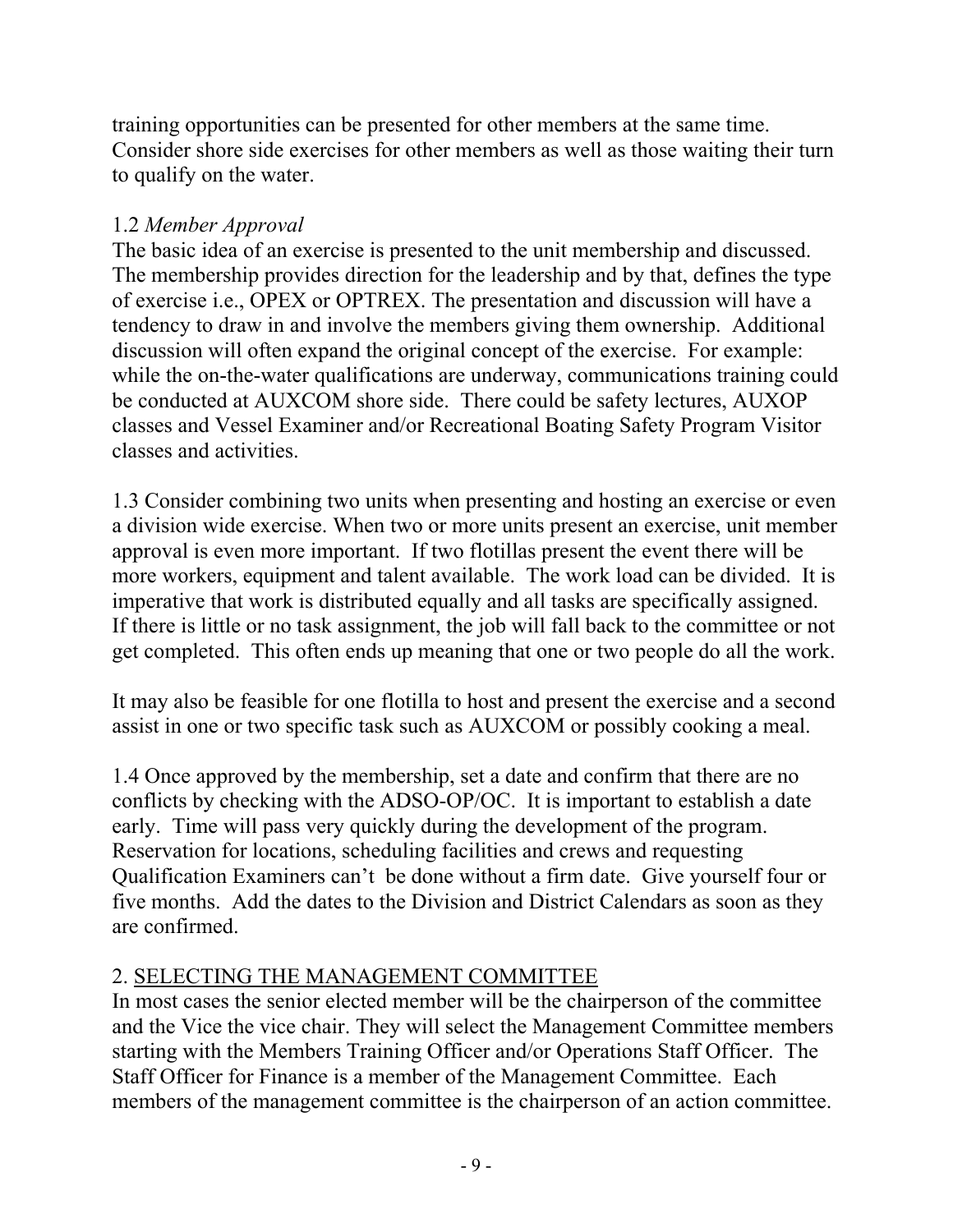training opportunities can be presented for other members at the same time. Consider shore side exercises for other members as well as those waiting their turn to qualify on the water.

1.2 *Member Approval*
The basic idea of an exercise is presented to the unit membership and discussed. The membership provides direction for the leadership and by that, defines the type of exercise i.e., OPEX or OPTREX. The presentation and discussion will have a tendency to draw in and involve the members giving them ownership. Additional discussion will often expand the original concept of the exercise. For example: while the on-the-water qualifications are underway, communications training could be conducted at AUXCOM shore side. There could be safety lectures, AUXOP classes and Vessel Examiner and/or Recreational Boating Safety Program Visitor classes and activities.

1.3 Consider combining two units when presenting and hosting an exercise or even a division wide exercise. When two or more units present an exercise, unit member approval is even more important. If two flotillas present the event there will be more workers, equipment and talent available. The work load can be divided. It is imperative that work is distributed equally and all tasks are specifically assigned. If there is little or no task assignment, the job will fall back to the committee or not get completed. This often ends up meaning that one or two people do all the work.

It may also be feasible for one flotilla to host and present the exercise and a second assist in one or two specific task such as AUXCOM or possibly cooking a meal.

1.4 Once approved by the membership, set a date and confirm that there are no conflicts by checking with the ADSO-OP/OC. It is important to establish a date early. Time will pass very quickly during the development of the program. Reservation for locations, scheduling facilities and crews and requesting Qualification Examiners can't be done without a firm date. Give yourself four or five months. Add the dates to the Division and District Calendars as soon as they are confirmed.

## 2. SELECTING THE MANAGEMENT COMMITTEE

In most cases the senior elected member will be the chairperson of the committee and the Vice the vice chair. They will select the Management Committee members starting with the Members Training Officer and/or Operations Staff Officer. The Staff Officer for Finance is a member of the Management Committee. Each members of the management committee is the chairperson of an action committee.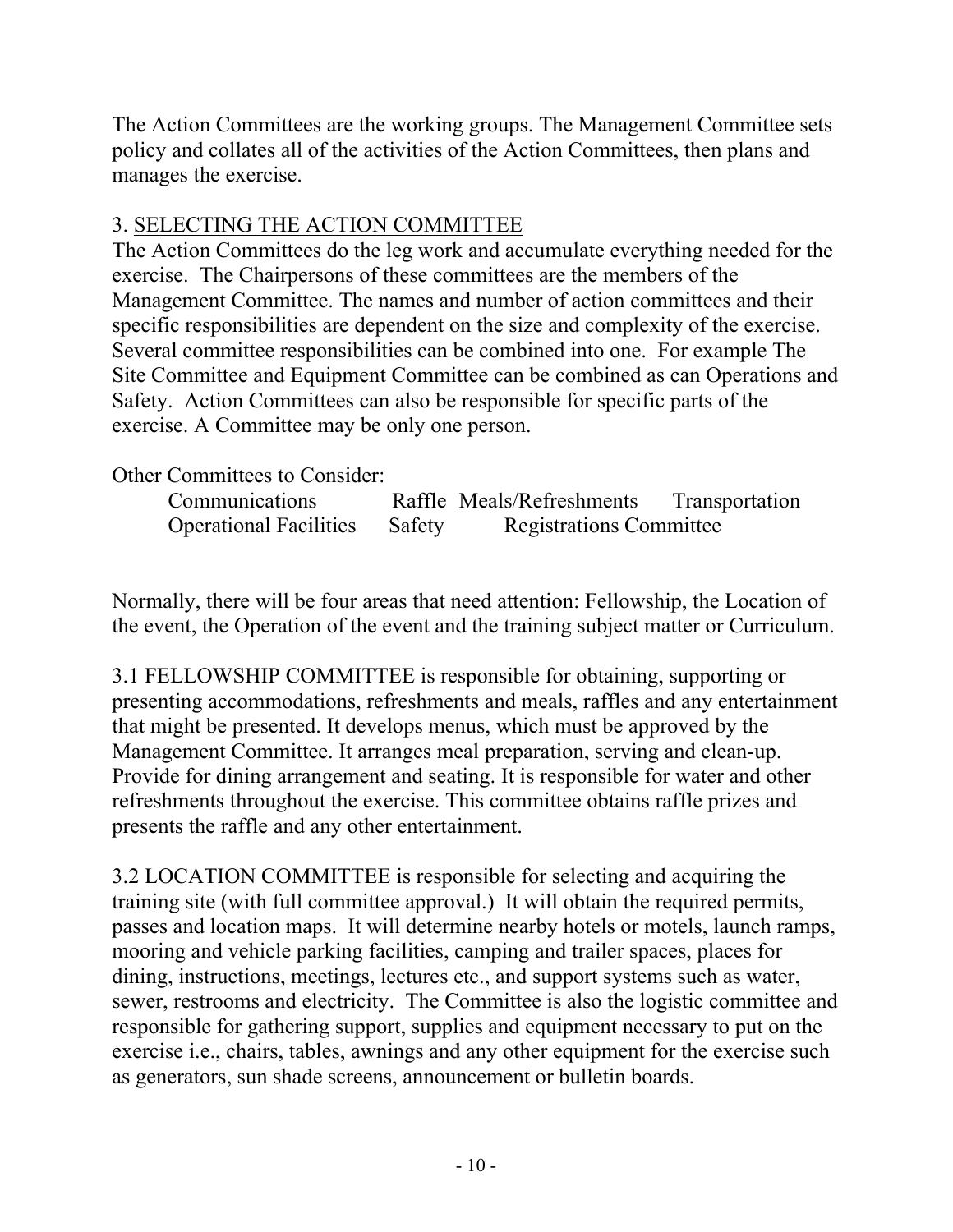The Action Committees are the working groups. The Management Committee sets policy and collates all of the activities of the Action Committees, then plans and manages the exercise.

## 3. SELECTING THE ACTION COMMITTEE

The Action Committees do the leg work and accumulate everything needed for the exercise. The Chairpersons of these committees are the members of the Management Committee. The names and number of action committees and their specific responsibilities are dependent on the size and complexity of the exercise. Several committee responsibilities can be combined into one. For example The Site Committee and Equipment Committee can be combined as can Operations and Safety. Action Committees can also be responsible for specific parts of the exercise. A Committee may be only one person.

Other Committees to Consider:

Communications Raffle Meals/Refreshments Transportation
Operational Facilities Safety Registrations Committee

Normally, there will be four areas that need attention: Fellowship, the Location of the event, the Operation of the event and the training subject matter or Curriculum.

3.1 FELLOWSHIP COMMITTEE is responsible for obtaining, supporting or presenting accommodations, refreshments and meals, raffles and any entertainment that might be presented. It develops menus, which must be approved by the Management Committee. It arranges meal preparation, serving and clean-up. Provide for dining arrangement and seating. It is responsible for water and other refreshments throughout the exercise. This committee obtains raffle prizes and presents the raffle and any other entertainment.

3.2 LOCATION COMMITTEE is responsible for selecting and acquiring the training site (with full committee approval.) It will obtain the required permits, passes and location maps. It will determine nearby hotels or motels, launch ramps, mooring and vehicle parking facilities, camping and trailer spaces, places for dining, instructions, meetings, lectures etc., and support systems such as water, sewer, restrooms and electricity. The Committee is also the logistic committee and responsible for gathering support, supplies and equipment necessary to put on the exercise i.e., chairs, tables, awnings and any other equipment for the exercise such as generators, sun shade screens, announcement or bulletin boards.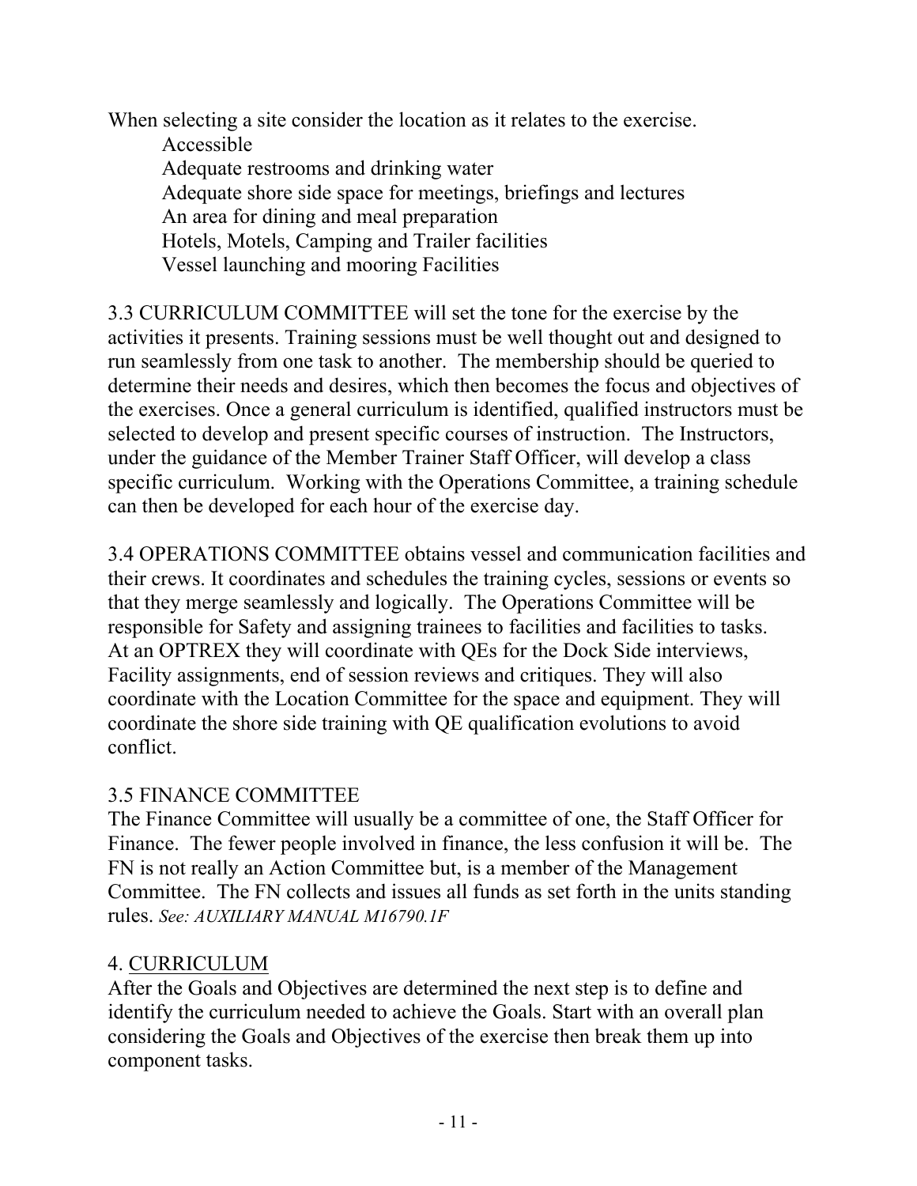When selecting a site consider the location as it relates to the exercise.

- Accessible
- Adequate restrooms and drinking water
- Adequate shore side space for meetings, briefings and lectures
- An area for dining and meal preparation
- Hotels, Motels, Camping and Trailer facilities
- Vessel launching and mooring Facilities

3.3 CURRICULUM COMMITTEE will set the tone for the exercise by the activities it presents. Training sessions must be well thought out and designed to run seamlessly from one task to another. The membership should be queried to determine their needs and desires, which then becomes the focus and objectives of the exercises. Once a general curriculum is identified, qualified instructors must be selected to develop and present specific courses of instruction. The Instructors, under the guidance of the Member Trainer Staff Officer, will develop a class specific curriculum. Working with the Operations Committee, a training schedule can then be developed for each hour of the exercise day.

3.4 OPERATIONS COMMITTEE obtains vessel and communication facilities and their crews. It coordinates and schedules the training cycles, sessions or events so that they merge seamlessly and logically. The Operations Committee will be responsible for Safety and assigning trainees to facilities and facilities to tasks. At an OPTREX they will coordinate with QEs for the Dock Side interviews, Facility assignments, end of session reviews and critiques. They will also coordinate with the Location Committee for the space and equipment. They will coordinate the shore side training with QE qualification evolutions to avoid conflict.

3.5 FINANCE COMMITTEE

The Finance Committee will usually be a committee of one, the Staff Officer for Finance. The fewer people involved in finance, the less confusion it will be. The FN is not really an Action Committee but, is a member of the Management Committee. The FN collects and issues all funds as set forth in the units standing rules. *See: AUXILIARY MANUAL M16790.1F*

## 4. <u>CURRICULUM</u>

After the Goals and Objectives are determined the next step is to define and identify the curriculum needed to achieve the Goals. Start with an overall plan considering the Goals and Objectives of the exercise then break them up into component tasks.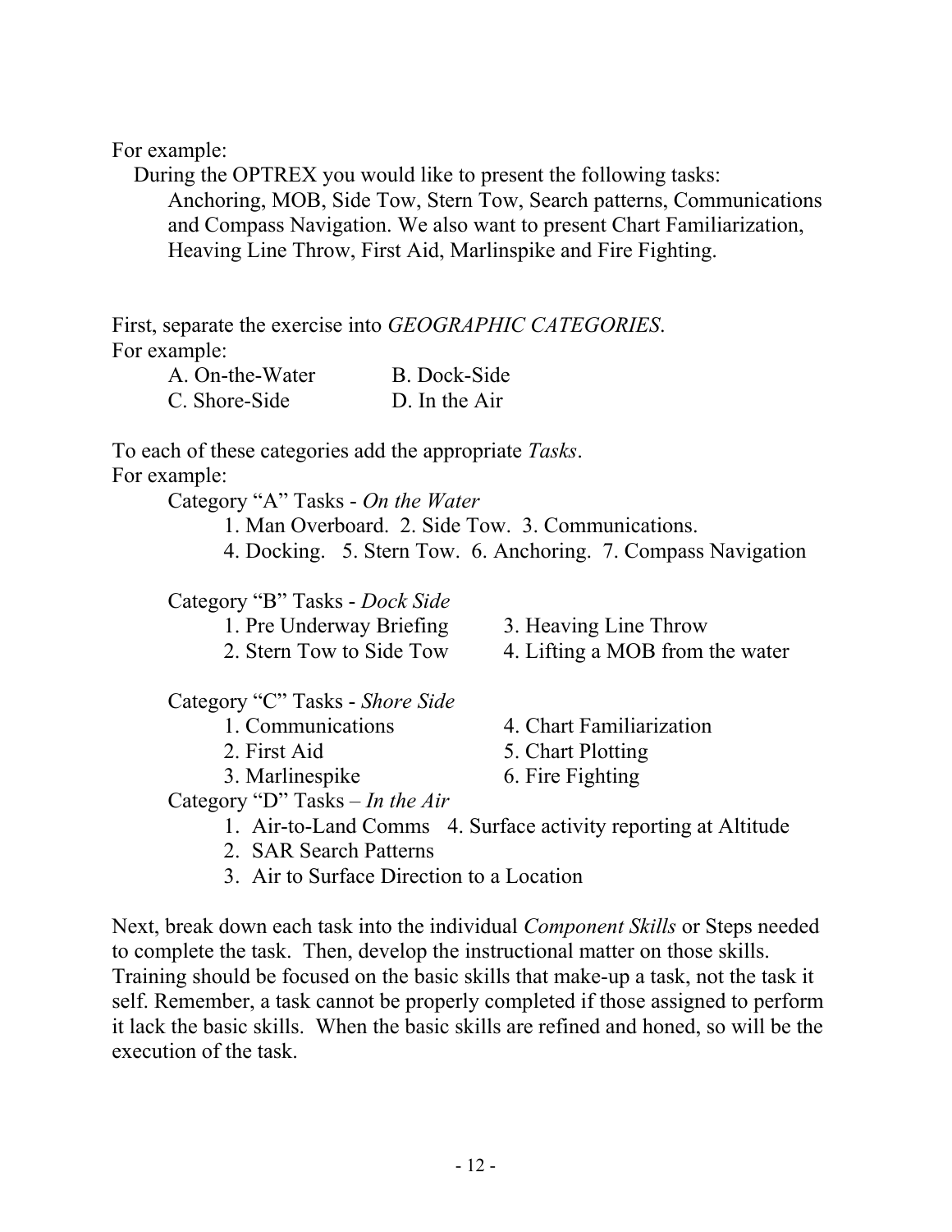For example:

During the OPTREX you would like to present the following tasks: Anchoring, MOB, Side Tow, Stern Tow, Search patterns, Communications and Compass Navigation. We also want to present Chart Familiarization, Heaving Line Throw, First Aid, Marlinspike and Fire Fighting.

First, separate the exercise into *GEOGRAPHIC CATEGORIES*.
For example:

A. On-the-Water        B. Dock-Side
C. Shore-Side          D. In the Air

To each of these categories add the appropriate *Tasks*.
For example:

Category "A" Tasks - *On the Water*

1. Man Overboard. 2. Side Tow. 3. Communications.
4. Docking. 5. Stern Tow. 6. Anchoring. 7. Compass Navigation

Category "B" Tasks - *Dock Side*

1. Pre Underway Briefing
2. Stern Tow to Side Tow
3. Heaving Line Throw
4. Lifting a MOB from the water

Category "C" Tasks - *Shore Side*

1. Communications
2. First Aid
3. Marlinespike
4. Chart Familiarization
5. Chart Plotting
6. Fire Fighting

Category "D" Tasks – *In the Air*

1. Air-to-Land Comms
2. SAR Search Patterns
3. Air to Surface Direction to a Location
4. Surface activity reporting at Altitude

Next, break down each task into the individual *Component Skills* or Steps needed to complete the task. Then, develop the instructional matter on those skills. Training should be focused on the basic skills that make-up a task, not the task it self. Remember, a task cannot be properly completed if those assigned to perform it lack the basic skills. When the basic skills are refined and honed, so will be the execution of the task.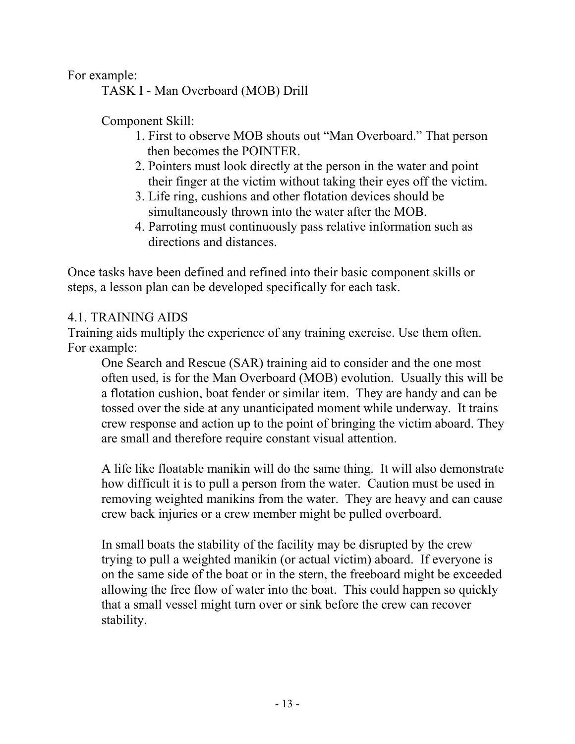For example:

TASK I - Man Overboard (MOB) Drill

Component Skill:

1. First to observe MOB shouts out "Man Overboard." That person then becomes the POINTER.
2. Pointers must look directly at the person in the water and point their finger at the victim without taking their eyes off the victim.
3. Life ring, cushions and other flotation devices should be simultaneously thrown into the water after the MOB.
4. Parroting must continuously pass relative information such as directions and distances.

Once tasks have been defined and refined into their basic component skills or steps, a lesson plan can be developed specifically for each task.

## 4.1. TRAINING AIDS

Training aids multiply the experience of any training exercise. Use them often. For example:

One Search and Rescue (SAR) training aid to consider and the one most often used, is for the Man Overboard (MOB) evolution. Usually this will be a flotation cushion, boat fender or similar item. They are handy and can be tossed over the side at any unanticipated moment while underway. It trains crew response and action up to the point of bringing the victim aboard. They are small and therefore require constant visual attention.

A life like floatable manikin will do the same thing. It will also demonstrate how difficult it is to pull a person from the water. Caution must be used in removing weighted manikins from the water. They are heavy and can cause crew back injuries or a crew member might be pulled overboard.

In small boats the stability of the facility may be disrupted by the crew trying to pull a weighted manikin (or actual victim) aboard. If everyone is on the same side of the boat or in the stern, the freeboard might be exceeded allowing the free flow of water into the boat. This could happen so quickly that a small vessel might turn over or sink before the crew can recover stability.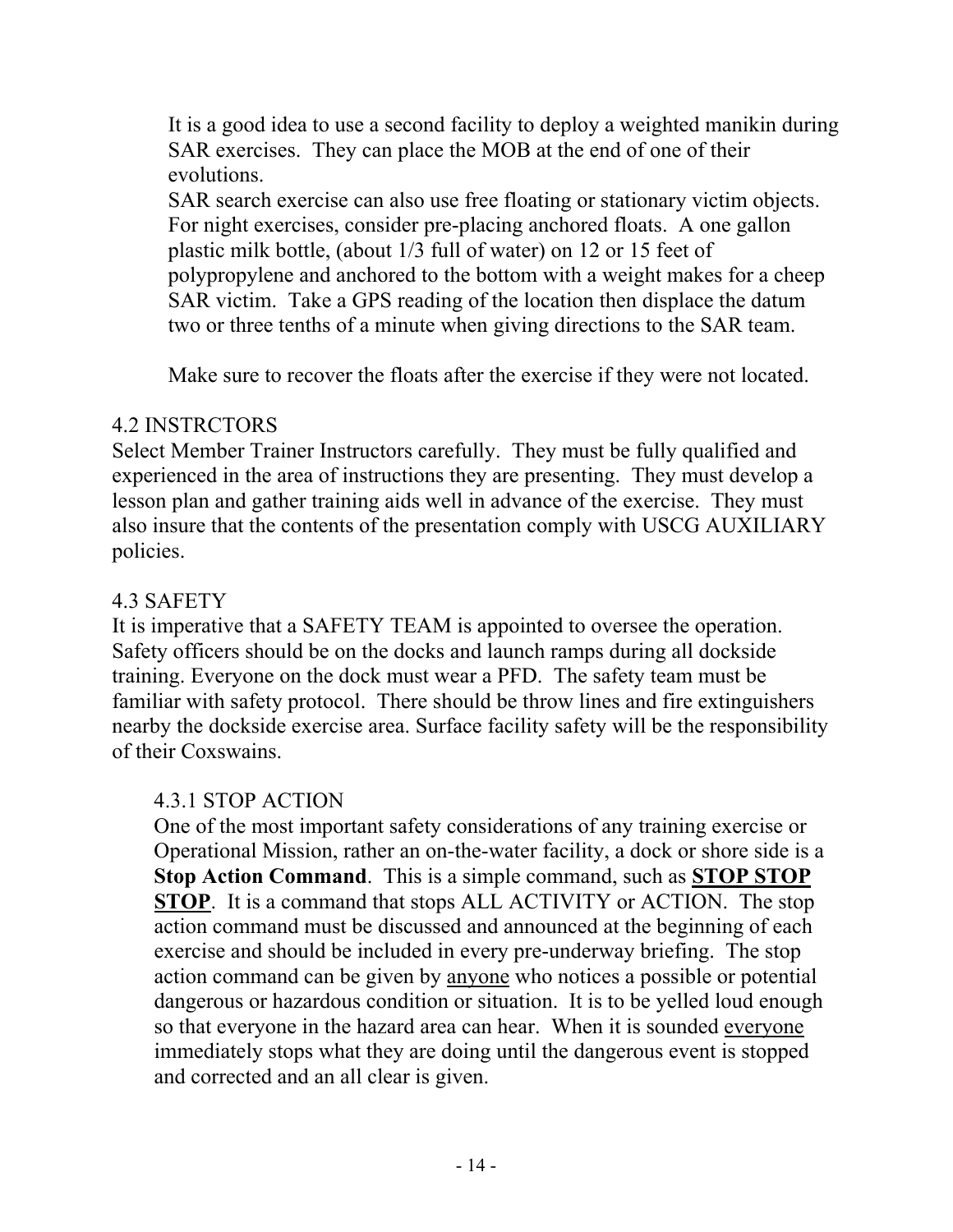It is a good idea to use a second facility to deploy a weighted manikin during SAR exercises. They can place the MOB at the end of one of their evolutions.

SAR search exercise can also use free floating or stationary victim objects. For night exercises, consider pre-placing anchored floats. A one gallon plastic milk bottle, (about 1/3 full of water) on 12 or 15 feet of polypropylene and anchored to the bottom with a weight makes for a cheep SAR victim. Take a GPS reading of the location then displace the datum two or three tenths of a minute when giving directions to the SAR team.

Make sure to recover the floats after the exercise if they were not located.

## 4.2 INSTRCTORS

Select Member Trainer Instructors carefully. They must be fully qualified and experienced in the area of instructions they are presenting. They must develop a lesson plan and gather training aids well in advance of the exercise. They must also insure that the contents of the presentation comply with USCG AUXILIARY policies.

## 4.3 SAFETY

It is imperative that a SAFETY TEAM is appointed to oversee the operation. Safety officers should be on the docks and launch ramps during all dockside training. Everyone on the dock must wear a PFD. The safety team must be familiar with safety protocol. There should be throw lines and fire extinguishers nearby the dockside exercise area. Surface facility safety will be the responsibility of their Coxswains.

### 4.3.1 STOP ACTION

One of the most important safety considerations of any training exercise or Operational Mission, rather an on-the-water facility, a dock or shore side is a **Stop Action Command**. This is a simple command, such as <u>**STOP STOP STOP**</u>. It is a command that stops ALL ACTIVITY or ACTION. The stop action command must be discussed and announced at the beginning of each exercise and should be included in every pre-underway briefing. The stop action command can be given by <u>anyone</u> who notices a possible or potential dangerous or hazardous condition or situation. It is to be yelled loud enough so that everyone in the hazard area can hear. When it is sounded <u>everyone</u> immediately stops what they are doing until the dangerous event is stopped and corrected and an all clear is given.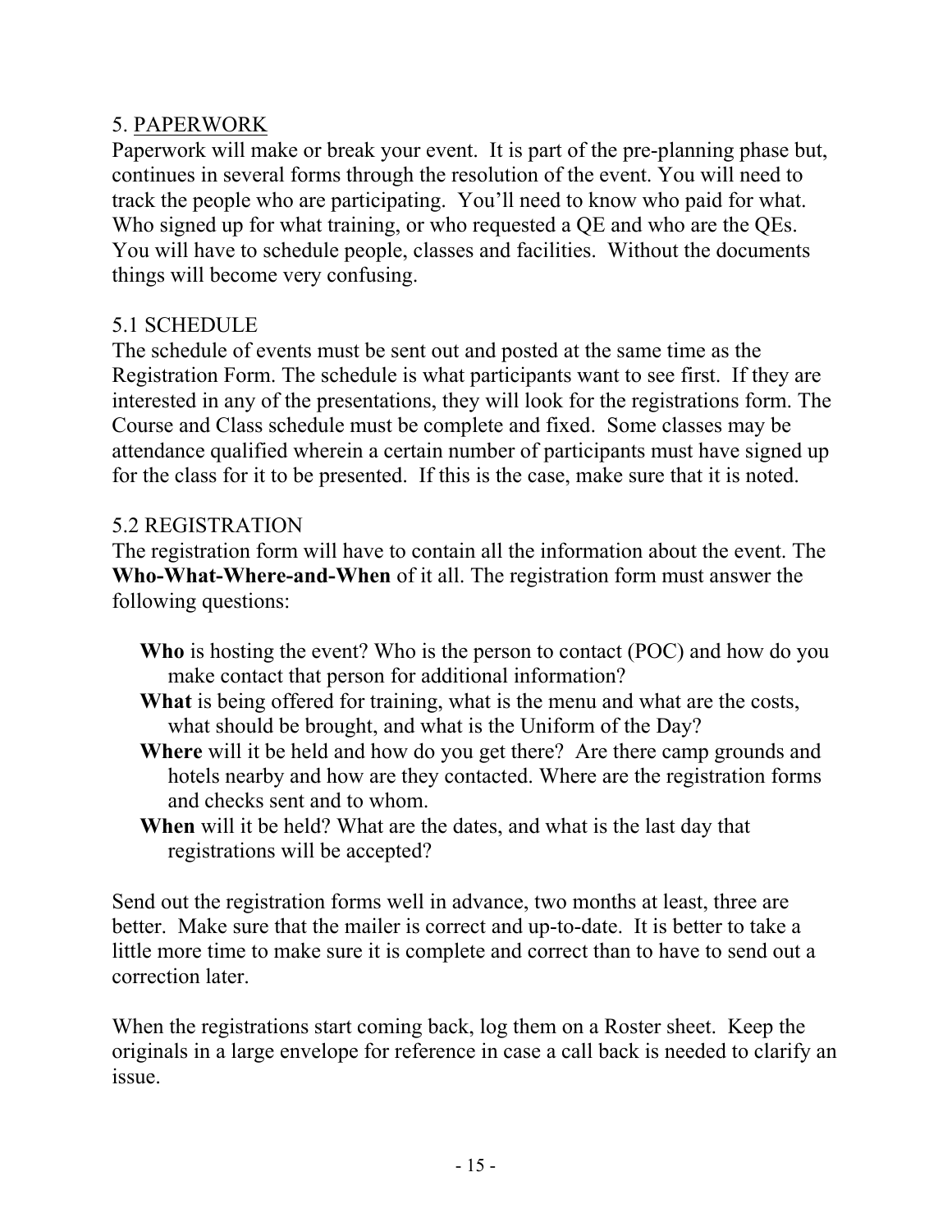## 5. PAPERWORK

Paperwork will make or break your event. It is part of the pre-planning phase but, continues in several forms through the resolution of the event. You will need to track the people who are participating. You'll need to know who paid for what. Who signed up for what training, or who requested a QE and who are the QEs. You will have to schedule people, classes and facilities. Without the documents things will become very confusing.

### 5.1 SCHEDULE

The schedule of events must be sent out and posted at the same time as the Registration Form. The schedule is what participants want to see first. If they are interested in any of the presentations, they will look for the registrations form. The Course and Class schedule must be complete and fixed. Some classes may be attendance qualified wherein a certain number of participants must have signed up for the class for it to be presented. If this is the case, make sure that it is noted.

### 5.2 REGISTRATION

The registration form will have to contain all the information about the event. The **Who-What-Where-and-When** of it all. The registration form must answer the following questions:

- **Who** is hosting the event? Who is the person to contact (POC) and how do you make contact that person for additional information?
- **What** is being offered for training, what is the menu and what are the costs, what should be brought, and what is the Uniform of the Day?
- **Where** will it be held and how do you get there? Are there camp grounds and hotels nearby and how are they contacted. Where are the registration forms and checks sent and to whom.
- **When** will it be held? What are the dates, and what is the last day that registrations will be accepted?

Send out the registration forms well in advance, two months at least, three are better. Make sure that the mailer is correct and up-to-date. It is better to take a little more time to make sure it is complete and correct than to have to send out a correction later.

When the registrations start coming back, log them on a Roster sheet. Keep the originals in a large envelope for reference in case a call back is needed to clarify an issue.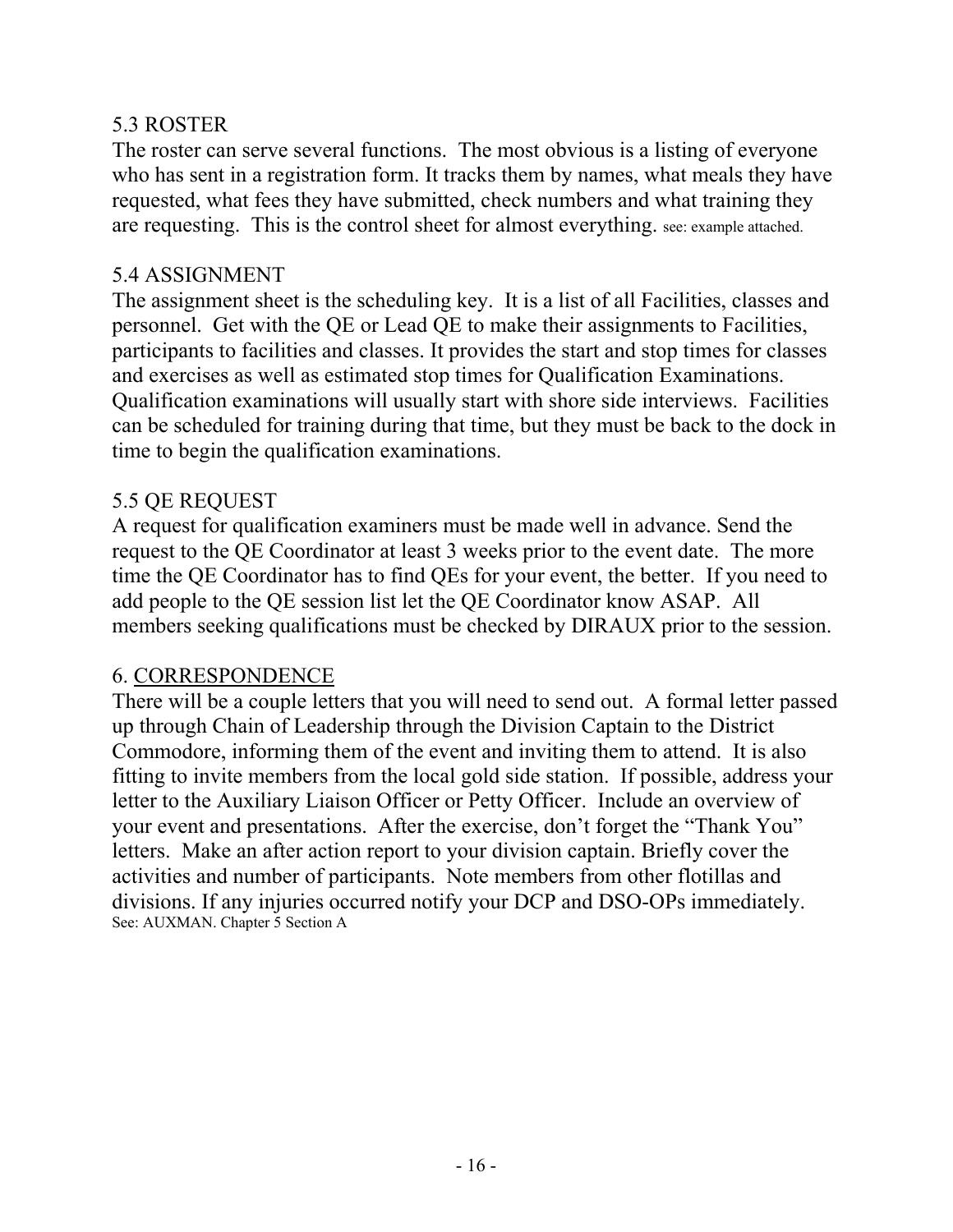## 5.3 ROSTER

The roster can serve several functions. The most obvious is a listing of everyone who has sent in a registration form. It tracks them by names, what meals they have requested, what fees they have submitted, check numbers and what training they are requesting. This is the control sheet for almost everything. see: example attached.

## 5.4 ASSIGNMENT

The assignment sheet is the scheduling key. It is a list of all Facilities, classes and personnel. Get with the QE or Lead QE to make their assignments to Facilities, participants to facilities and classes. It provides the start and stop times for classes and exercises as well as estimated stop times for Qualification Examinations. Qualification examinations will usually start with shore side interviews. Facilities can be scheduled for training during that time, but they must be back to the dock in time to begin the qualification examinations.

## 5.5 QE REQUEST

A request for qualification examiners must be made well in advance. Send the request to the QE Coordinator at least 3 weeks prior to the event date. The more time the QE Coordinator has to find QEs for your event, the better. If you need to add people to the QE session list let the QE Coordinator know ASAP. All members seeking qualifications must be checked by DIRAUX prior to the session.

## 6. CORRESPONDENCE

There will be a couple letters that you will need to send out. A formal letter passed up through Chain of Leadership through the Division Captain to the District Commodore, informing them of the event and inviting them to attend. It is also fitting to invite members from the local gold side station. If possible, address your letter to the Auxiliary Liaison Officer or Petty Officer. Include an overview of your event and presentations. After the exercise, don't forget the "Thank You" letters. Make an after action report to your division captain. Briefly cover the activities and number of participants. Note members from other flotillas and divisions. If any injuries occurred notify your DCP and DSO-OPs immediately.
See: AUXMAN. Chapter 5 Section A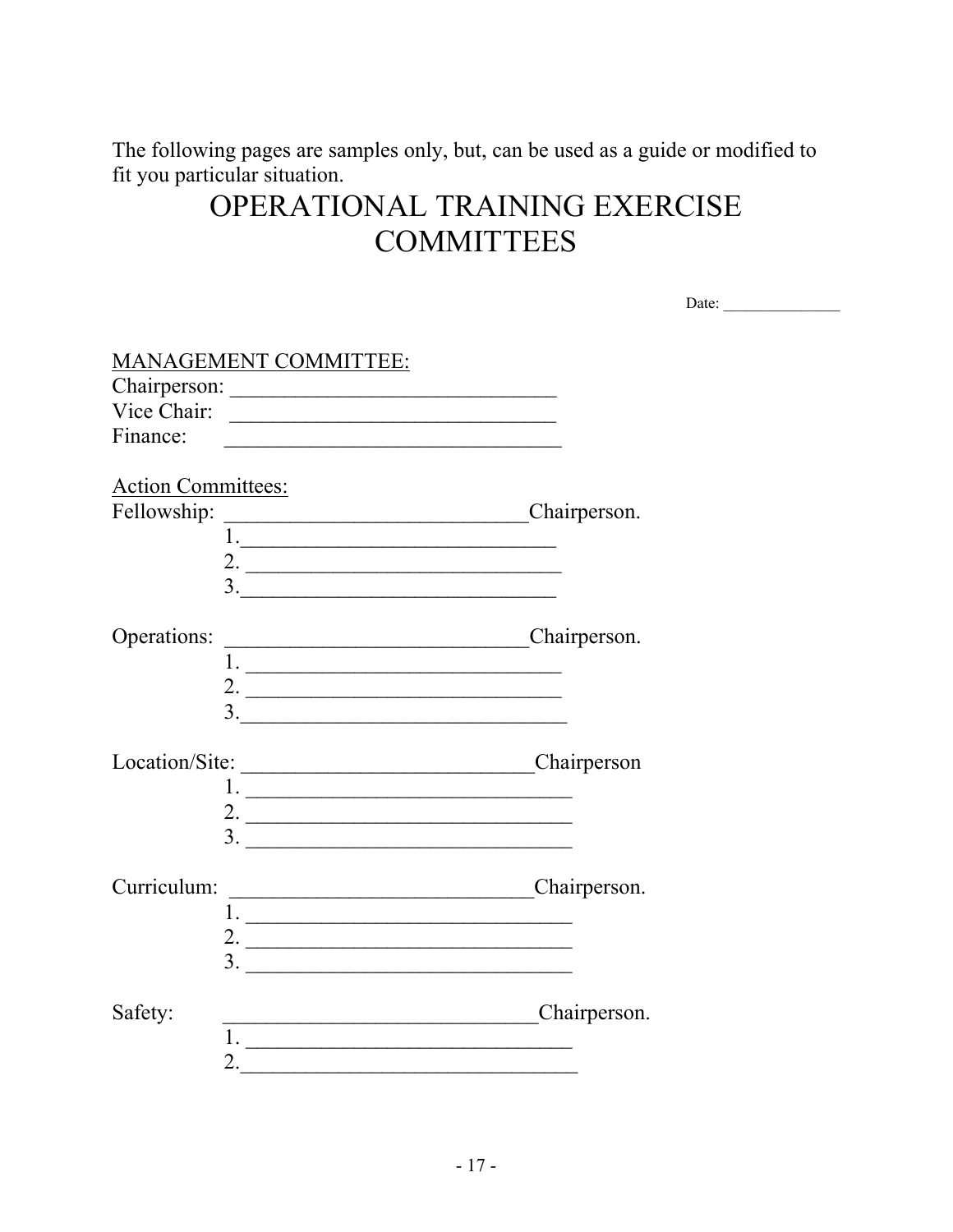The following pages are samples only, but, can be used as a guide or modified to fit you particular situation.

# OPERATIONAL TRAINING EXERCISE COMMITTEES

Date: _______________

MANAGEMENT COMMITTEE:
Chairperson: _______________________________
Vice Chair: _______________________________
Finance: ________________________________

Action Committees:
Fellowship: _____________________________Chairperson.
1._______________________________
2. _______________________________
3._______________________________

Operations: _____________________________Chairperson.
1. _______________________________
2. _______________________________
3._________________________________

Location/Site: ___________________________Chairperson
1. ________________________________
2. ________________________________
3. ________________________________

Curriculum: _____________________________Chairperson.
1. ________________________________
2. ________________________________
3. ________________________________

Safety: ______________________________Chairperson.
1. ________________________________
2._________________________________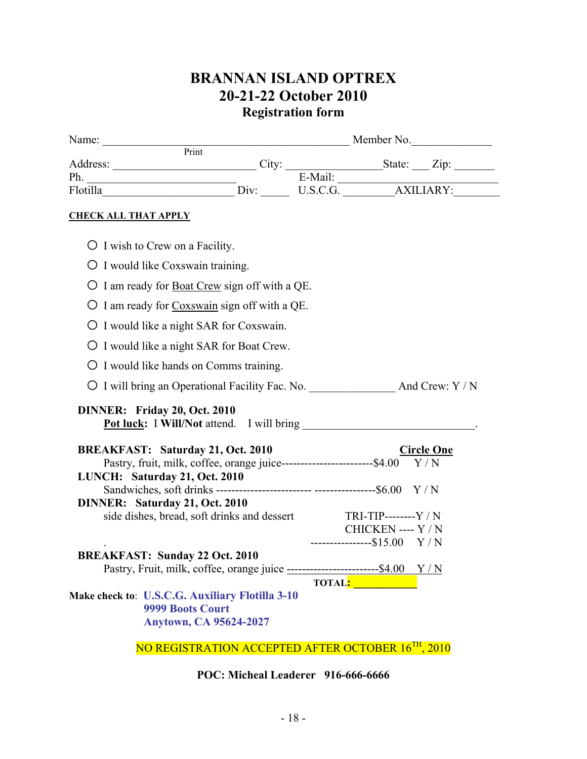# BRANNAN ISLAND OPTREX
## 20-21-22 October 2010
### Registration form

Name: ___________________________________________ Member No.______________
Print

Address: _________________________ City: ________________State: ___ Zip: _______

Ph. _________________________ E-Mail: ____________________________

Flotilla______________________ Div: _____ U.S.C.G. ________AXILIARY:________

**CHECK ALL THAT APPLY**

- ○ I wish to Crew on a Facility.
- ○ I would like Coxswain training.
- ○ I am ready for Boat Crew sign off with a QE.
- ○ I am ready for Coxswain sign off with a QE.
- ○ I would like a night SAR for Coxswain.
- ○ I would like a night SAR for Boat Crew.
- ○ I would like hands on Comms training.
- ○ I will bring an Operational Facility Fac. No. _______________ And Crew: Y / N

**DINNER: Friday 20, Oct. 2010**
**Pot luck:** I **Will/Not** attend. I will bring ______________________________.

**BREAKFAST: Saturday 21, Oct. 2010** **Circle One**
Pastry, fruit, milk, coffee, orange juice------------------------$4.00 Y / N

**LUNCH: Saturday 21, Oct. 2010**
Sandwiches, soft drinks ------------------------ ----------------$6.00 Y / N

**DINNER: Saturday 21, Oct. 2010**
side dishes, bread, soft drinks and dessert TRI-TIP--------Y / N
CHICKEN ---- Y / N
----------------$15.00 Y / N

**BREAKFAST: Sunday 22 Oct. 2010**
Pastry, Fruit, milk, coffee, orange juice ------------------------$4.00 Y / N

**TOTAL: ___________**

**Make check to**: **U.S.C.G. Auxiliary Flotilla 3-10**
**9999 Boots Court**
**Anytown, CA 95624-2027**

NO REGISTRATION ACCEPTED AFTER OCTOBER 16TH, 2010

**POC: Micheal Leaderer 916-666-6666**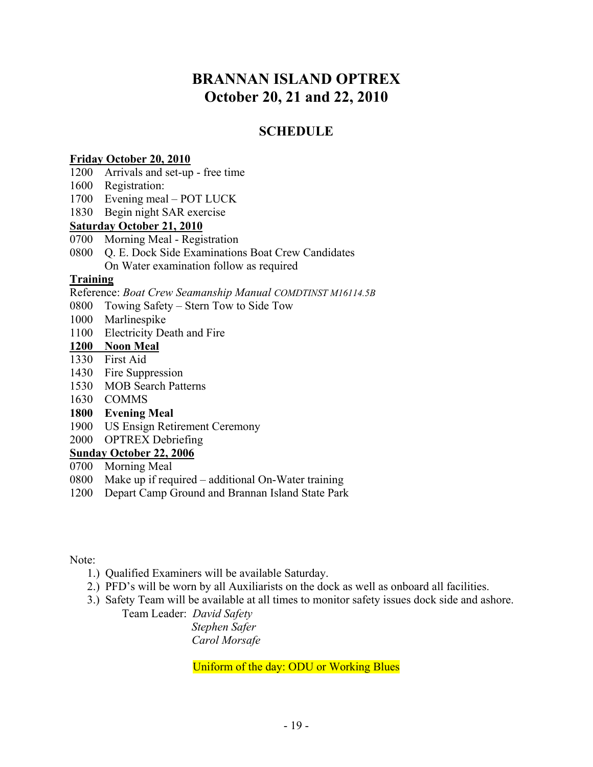# BRANNAN ISLAND OPTREX
# October 20, 21 and 22, 2010

## SCHEDULE

**Friday October 20, 2010**

1200 Arrivals and set-up - free time
1600 Registration:
1700 Evening meal – POT LUCK
1830 Begin night SAR exercise

**Saturday October 21, 2010**

0700 Morning Meal - Registration
0800 Q. E. Dock Side Examinations Boat Crew Candidates
On Water examination follow as required

**Training**

Reference: *Boat Crew Seamanship Manual COMDTINST M16114.5B*

0800 Towing Safety – Stern Tow to Side Tow
1000 Marlinespike
1100 Electricity Death and Fire
**1200 Noon Meal**
1330 First Aid
1430 Fire Suppression
1530 MOB Search Patterns
1630 COMMS
**1800 Evening Meal**
1900 US Ensign Retirement Ceremony
2000 OPTREX Debriefing

**Sunday October 22, 2006**

0700 Morning Meal
0800 Make up if required – additional On-Water training
1200 Depart Camp Ground and Brannan Island State Park

Note:

1.) Qualified Examiners will be available Saturday.
2.) PFD's will be worn by all Auxiliarists on the dock as well as onboard all facilities.
3.) Safety Team will be available at all times to monitor safety issues dock side and ashore.
Team Leader: *David Safety*
*Stephen Safer*
*Carol Morsafe*

Uniform of the day: ODU or Working Blues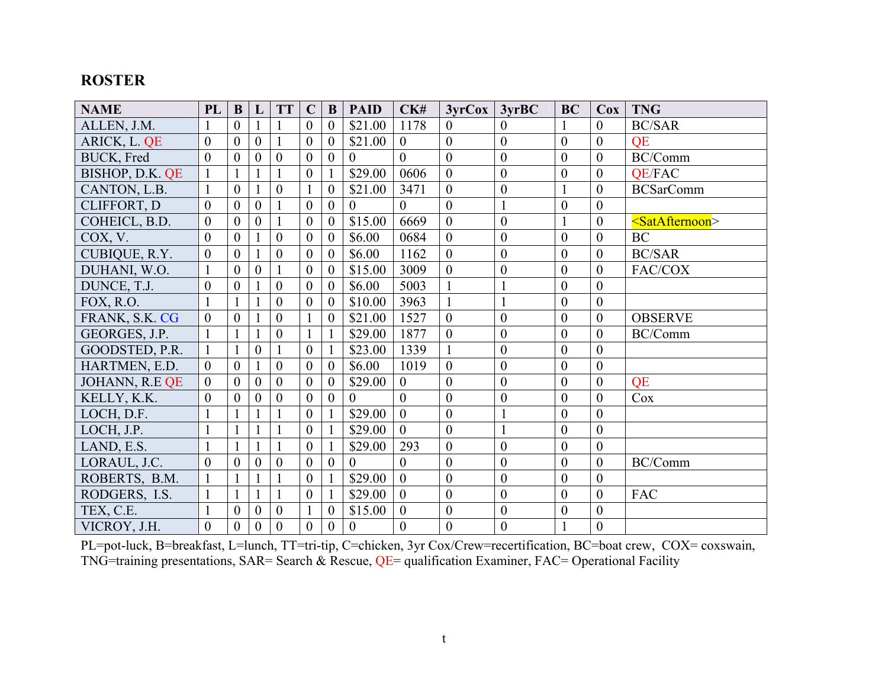## ROSTER

| NAME | PL | B | L | TT | C | B | PAID | CK# | 3yrCox | 3yrBC | BC | Cox | TNG |
|---|---|---|---|---|---|---|---|---|---|---|---|---|---|
| ALLEN, J.M. | 1 | 0 | 1 | 1 | 0 | 0 | $21.00 | 1178 | 0 | 0 | 1 | 0 | BC/SAR |
| ARICK, L. QE | 0 | 0 | 0 | 1 | 0 | 0 | $21.00 | 0 | 0 | 0 | 0 | 0 | QE |
| BUCK, Fred | 0 | 0 | 0 | 0 | 0 | 0 | 0 | 0 | 0 | 0 | 0 | 0 | BC/Comm |
| BISHOP, D.K. QE | 1 | 1 | 1 | 1 | 0 | 1 | $29.00 | 0606 | 0 | 0 | 0 | 0 | QE/FAC |
| CANTON, L.B. | 1 | 0 | 1 | 0 | 1 | 0 | $21.00 | 3471 | 0 | 0 | 1 | 0 | BCSarComm |
| CLIFFORT, D | 0 | 0 | 0 | 1 | 0 | 0 | 0 | 0 | 0 | 1 | 0 | 0 | |
| COHEICL, B.D. | 0 | 0 | 0 | 1 | 0 | 0 | $15.00 | 6669 | 0 | 0 | 1 | 0 | <SatAfternoon> |
| COX, V. | 0 | 0 | 1 | 0 | 0 | 0 | $6.00 | 0684 | 0 | 0 | 0 | 0 | BC |
| CUBIQUE, R.Y. | 0 | 0 | 1 | 0 | 0 | 0 | $6.00 | 1162 | 0 | 0 | 0 | 0 | BC/SAR |
| DUHANI, W.O. | 1 | 0 | 0 | 1 | 0 | 0 | $15.00 | 3009 | 0 | 0 | 0 | 0 | FAC/COX |
| DUNCE, T.J. | 0 | 0 | 1 | 0 | 0 | 0 | $6.00 | 5003 | 1 | 1 | 0 | 0 | |
| FOX, R.O. | 1 | 1 | 1 | 0 | 0 | 0 | $10.00 | 3963 | 1 | 1 | 0 | 0 | |
| FRANK, S.K. CG | 0 | 0 | 1 | 0 | 1 | 0 | $21.00 | 1527 | 0 | 0 | 0 | 0 | OBSERVE |
| GEORGES, J.P. | 1 | 1 | 1 | 0 | 1 | 1 | $29.00 | 1877 | 0 | 0 | 0 | 0 | BC/Comm |
| GOODSTED, P.R. | 1 | 1 | 0 | 1 | 0 | 1 | $23.00 | 1339 | 1 | 0 | 0 | 0 | |
| HARTMEN, E.D. | 0 | 0 | 1 | 0 | 0 | 0 | $6.00 | 1019 | 0 | 0 | 0 | 0 | |
| JOHANN, R.E QE | 0 | 0 | 0 | 0 | 0 | 0 | $29.00 | 0 | 0 | 0 | 0 | 0 | QE |
| KELLY, K.K. | 0 | 0 | 0 | 0 | 0 | 0 | 0 | 0 | 0 | 0 | 0 | 0 | Cox |
| LOCH, D.F. | 1 | 1 | 1 | 1 | 0 | 1 | $29.00 | 0 | 0 | 1 | 0 | 0 | |
| LOCH, J.P. | 1 | 1 | 1 | 1 | 0 | 1 | $29.00 | 0 | 0 | 1 | 0 | 0 | |
| LAND, E.S. | 1 | 1 | 1 | 1 | 0 | 1 | $29.00 | 293 | 0 | 0 | 0 | 0 | |
| LORAUL, J.C. | 0 | 0 | 0 | 0 | 0 | 0 | 0 | 0 | 0 | 0 | 0 | 0 | BC/Comm |
| ROBERTS, B.M. | 1 | 1 | 1 | 1 | 0 | 1 | $29.00 | 0 | 0 | 0 | 0 | 0 | |
| RODGERS, I.S. | 1 | 1 | 1 | 1 | 0 | 1 | $29.00 | 0 | 0 | 0 | 0 | 0 | FAC |
| TEX, C.E. | 1 | 0 | 0 | 0 | 1 | 0 | $15.00 | 0 | 0 | 0 | 0 | 0 | |
| VICROY, J.H. | 0 | 0 | 0 | 0 | 0 | 0 | 0 | 0 | 0 | 0 | 1 | 0 | |

PL=pot-luck, B=breakfast, L=lunch, TT=tri-tip, C=chicken, 3yr Cox/Crew=recertification, BC=boat crew, COX= coxswain, TNG=training presentations, SAR= Search & Rescue, QE= qualification Examiner, FAC= Operational Facility

t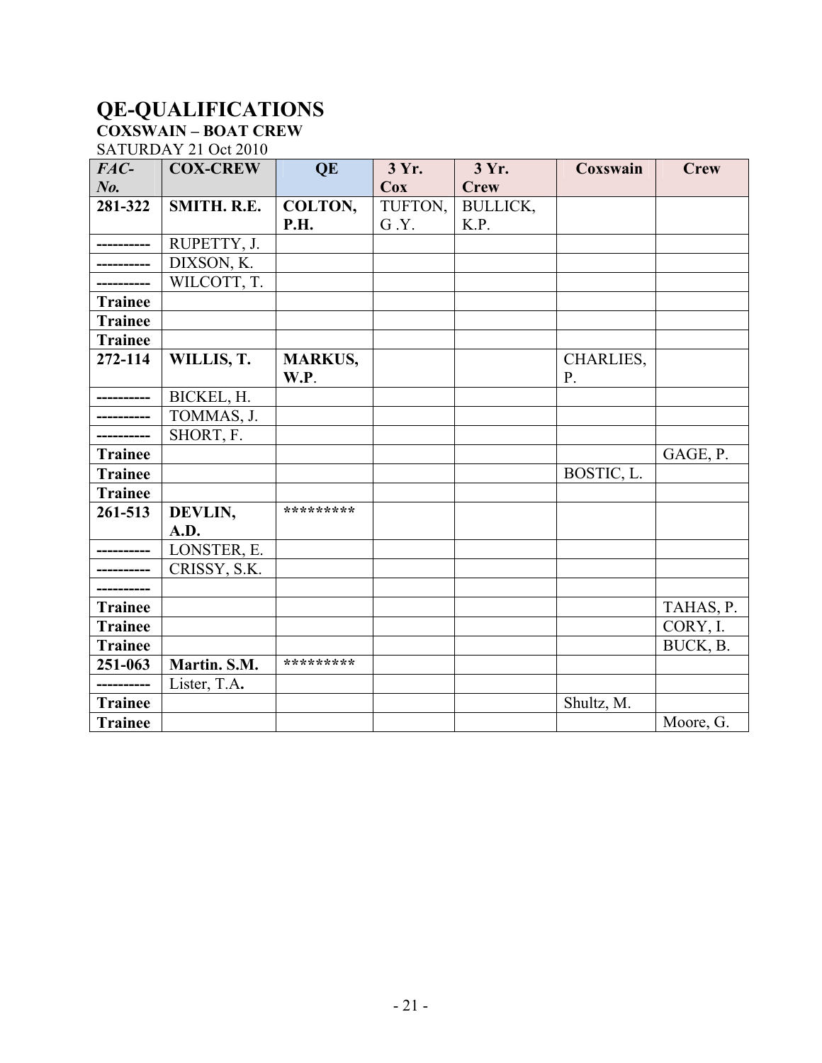# QE-QUALIFICATIONS

**COXSWAIN – BOAT CREW**

SATURDAY 21 Oct 2010

| *FAC-No.* | COX-CREW | QE | 3 Yr. Cox | 3 Yr. Crew | Coxswain | Crew |
|---|---|---|---|---|---|---|
| **281-322** | **SMITH. R.E.** | **COLTON, P.H.** | TUFTON, G .Y. | BULLICK, K.P. | | |
| **----------** | RUPETTY, J. | | | | | |
| **----------** | DIXSON, K. | | | | | |
| **----------** | WILCOTT, T. | | | | | |
| **Trainee** | | | | | | |
| **Trainee** | | | | | | |
| **Trainee** | | | | | | |
| **272-114** | **WILLIS, T.** | **MARKUS, W.P**. | | | CHARLIES, P. | |
| **----------** | BICKEL, H. | | | | | |
| **----------** | TOMMAS, J. | | | | | |
| **----------** | SHORT, F. | | | | | |
| **Trainee** | | | | | | GAGE, P. |
| **Trainee** | | | | | BOSTIC, L. | |
| **Trainee** | | | | | | |
| **261-513** | **DEVLIN, A.D.** | ********* | | | | |
| **----------** | LONSTER, E. | | | | | |
| **----------** | CRISSY, S.K. | | | | | |
| **----------** | | | | | | |
| **Trainee** | | | | | | TAHAS, P. |
| **Trainee** | | | | | | CORY, I. |
| **Trainee** | | | | | | BUCK, B. |
| **251-063** | **Martin. S.M.** | ********* | | | | |
| **----------** | Lister, T.A**.** | | | | | |
| **Trainee** | | | | | Shultz, M. | |
| **Trainee** | | | | | | Moore, G. |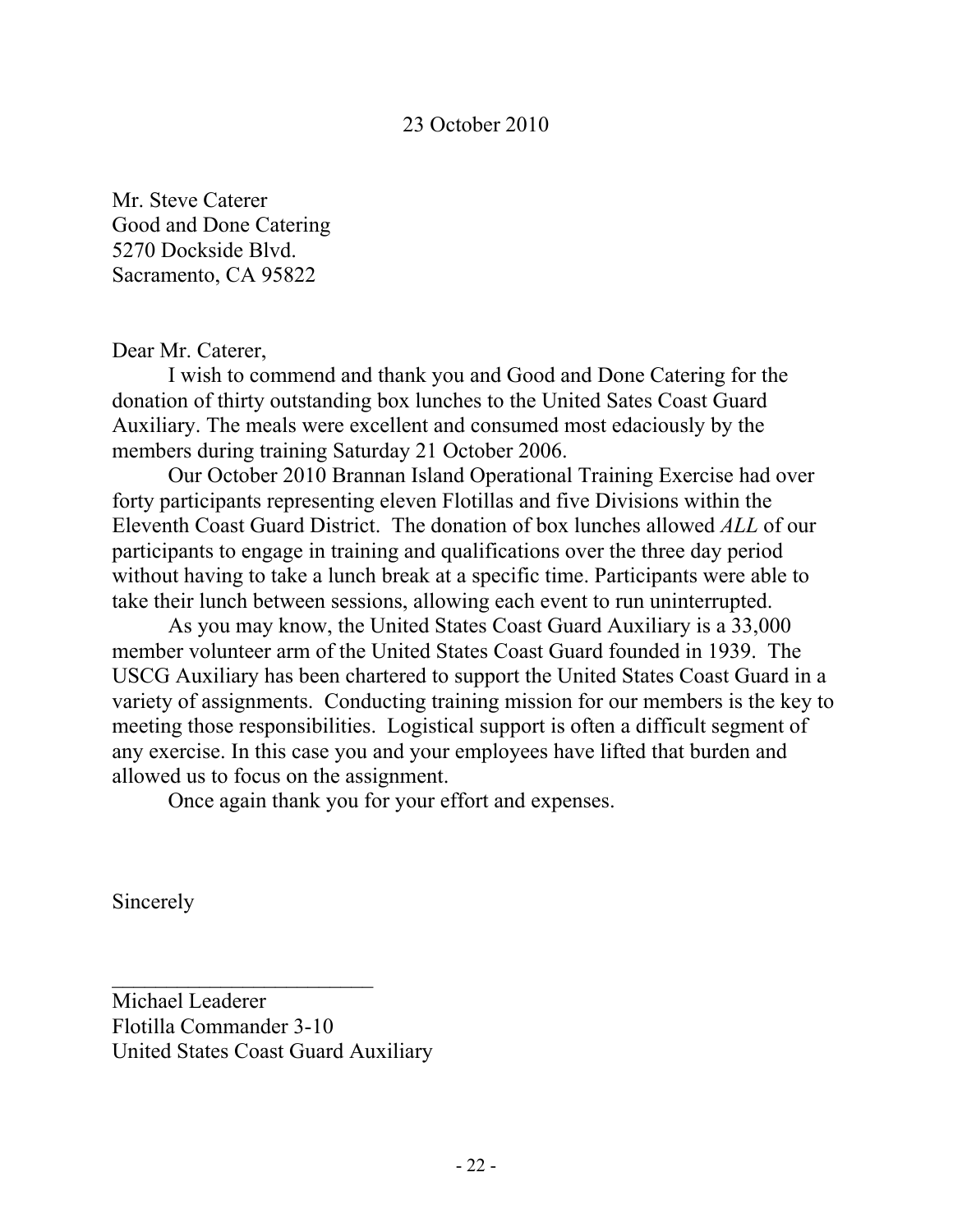23 October 2010

Mr. Steve Caterer
Good and Done Catering
5270 Dockside Blvd.
Sacramento, CA 95822

Dear Mr. Caterer,

I wish to commend and thank you and Good and Done Catering for the donation of thirty outstanding box lunches to the United Sates Coast Guard Auxiliary. The meals were excellent and consumed most edaciously by the members during training Saturday 21 October 2006.

Our October 2010 Brannan Island Operational Training Exercise had over forty participants representing eleven Flotillas and five Divisions within the Eleventh Coast Guard District. The donation of box lunches allowed *ALL* of our participants to engage in training and qualifications over the three day period without having to take a lunch break at a specific time. Participants were able to take their lunch between sessions, allowing each event to run uninterrupted.

As you may know, the United States Coast Guard Auxiliary is a 33,000 member volunteer arm of the United States Coast Guard founded in 1939. The USCG Auxiliary has been chartered to support the United States Coast Guard in a variety of assignments. Conducting training mission for our members is the key to meeting those responsibilities. Logistical support is often a difficult segment of any exercise. In this case you and your employees have lifted that burden and allowed us to focus on the assignment.

Once again thank you for your effort and expenses.

Sincerely

\_\_\_\_\_\_\_\_\_\_\_\_\_\_\_\_\_\_\_\_\_\_\_\_\_

Michael Leaderer
Flotilla Commander 3-10
United States Coast Guard Auxiliary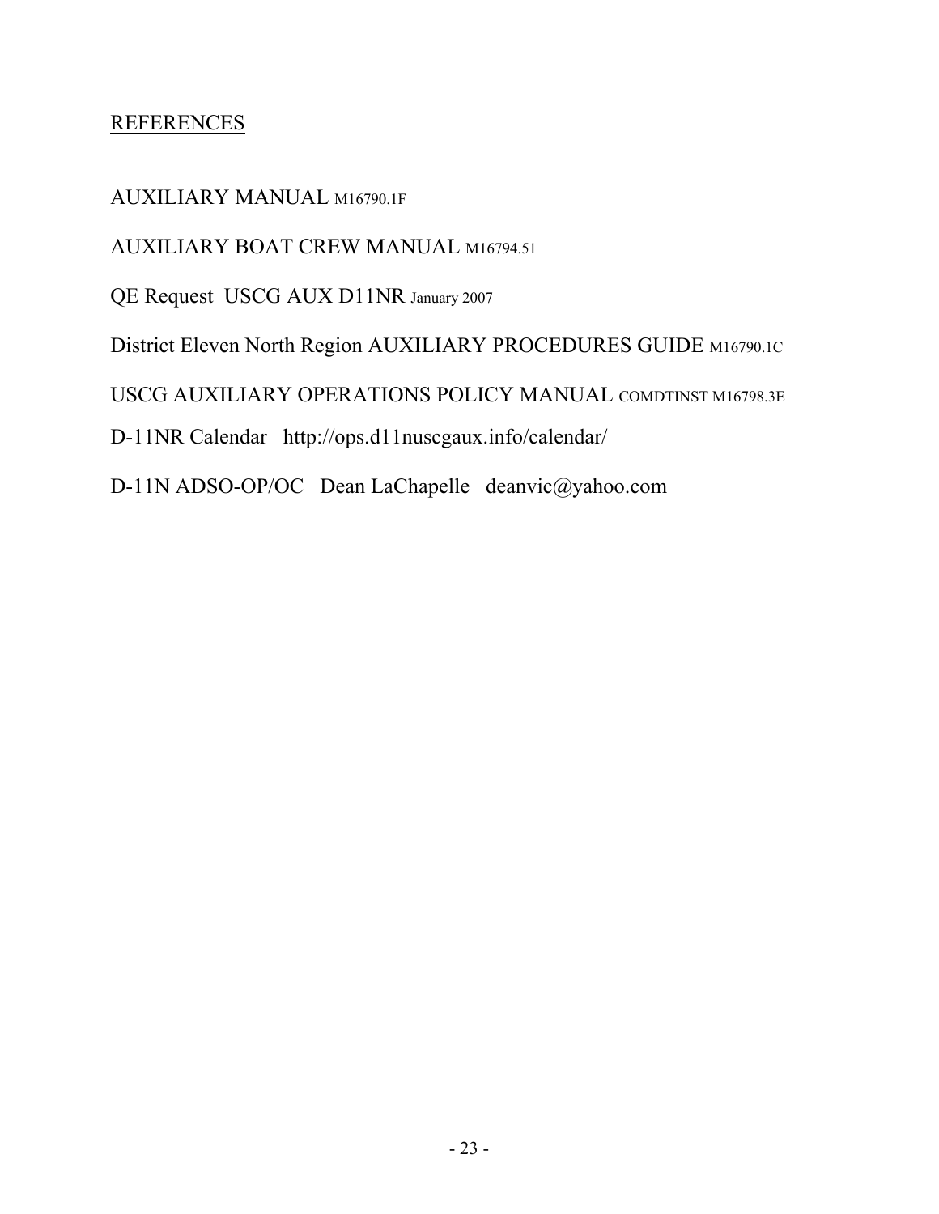## REFERENCES

AUXILIARY MANUAL M16790.1F

AUXILIARY BOAT CREW MANUAL M16794.51

QE Request USCG AUX D11NR January 2007

District Eleven North Region AUXILIARY PROCEDURES GUIDE M16790.1C

USCG AUXILIARY OPERATIONS POLICY MANUAL COMDTINST M16798.3E

D-11NR Calendar http://ops.d11nuscgaux.info/calendar/

D-11N ADSO-OP/OC Dean LaChapelle deanvic@yahoo.com